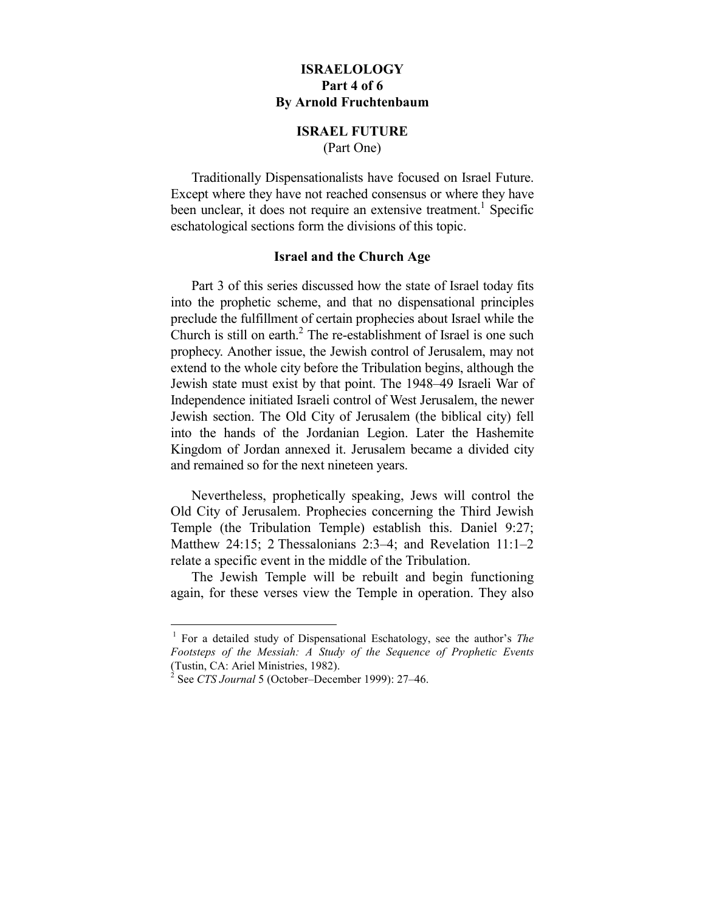# ISRAELOLOGY
## Part 4 of 6
### By Arnold Fruchtenbaum

## ISRAEL FUTURE
(Part One)

Traditionally Dispensationalists have focused on Israel Future. Except where they have not reached consensus or where they have been unclear, it does not require an extensive treatment.[1] Specific eschatological sections form the divisions of this topic.

### Israel and the Church Age

Part 3 of this series discussed how the state of Israel today fits into the prophetic scheme, and that no dispensational principles preclude the fulfillment of certain prophecies about Israel while the Church is still on earth.[2] The re-establishment of Israel is one such prophecy. Another issue, the Jewish control of Jerusalem, may not extend to the whole city before the Tribulation begins, although the Jewish state must exist by that point. The 1948–49 Israeli War of Independence initiated Israeli control of West Jerusalem, the newer Jewish section. The Old City of Jerusalem (the biblical city) fell into the hands of the Jordanian Legion. Later the Hashemite Kingdom of Jordan annexed it. Jerusalem became a divided city and remained so for the next nineteen years.

Nevertheless, prophetically speaking, Jews will control the Old City of Jerusalem. Prophecies concerning the Third Jewish Temple (the Tribulation Temple) establish this. Daniel 9:27; Matthew 24:15; 2 Thessalonians 2:3–4; and Revelation 11:1–2 relate a specific event in the middle of the Tribulation.

The Jewish Temple will be rebuilt and begin functioning again, for these verses view the Temple in operation. They also

---

[1] For a detailed study of Dispensational Eschatology, see the author's *The Footsteps of the Messiah: A Study of the Sequence of Prophetic Events* (Tustin, CA: Ariel Ministries, 1982).

[2] See *CTS Journal* 5 (October–December 1999): 27–46.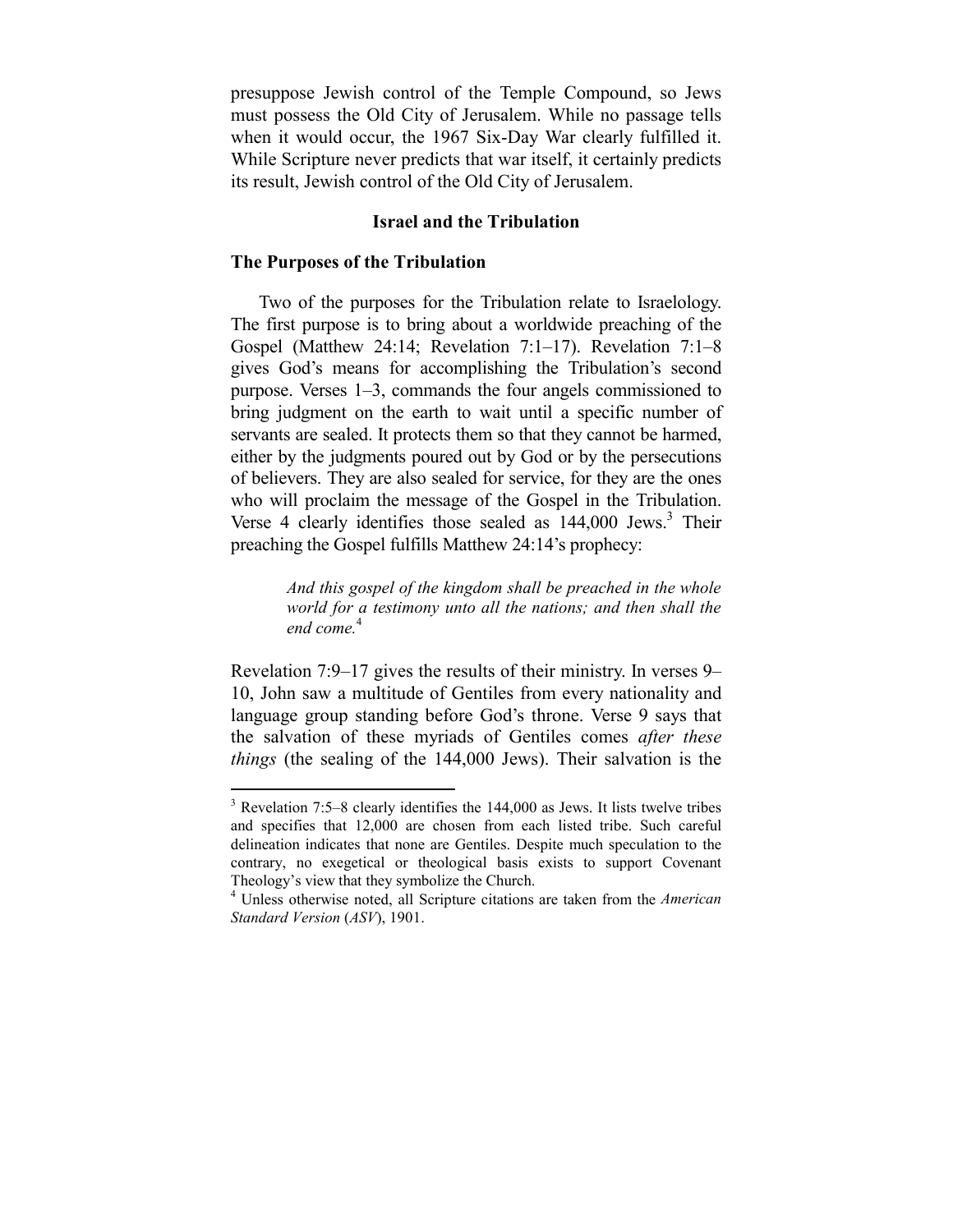presuppose Jewish control of the Temple Compound, so Jews must possess the Old City of Jerusalem. While no passage tells when it would occur, the 1967 Six-Day War clearly fulfilled it. While Scripture never predicts that war itself, it certainly predicts its result, Jewish control of the Old City of Jerusalem.

## Israel and the Tribulation

### The Purposes of the Tribulation

Two of the purposes for the Tribulation relate to Israelology. The first purpose is to bring about a worldwide preaching of the Gospel (Matthew 24:14; Revelation 7:1–17). Revelation 7:1–8 gives God's means for accomplishing the Tribulation's second purpose. Verses 1–3, commands the four angels commissioned to bring judgment on the earth to wait until a specific number of servants are sealed. It protects them so that they cannot be harmed, either by the judgments poured out by God or by the persecutions of believers. They are also sealed for service, for they are the ones who will proclaim the message of the Gospel in the Tribulation. Verse 4 clearly identifies those sealed as 144,000 Jews.[3] Their preaching the Gospel fulfills Matthew 24:14's prophecy:

> *And this gospel of the kingdom shall be preached in the whole world for a testimony unto all the nations; and then shall the end come.*[4]

Revelation 7:9–17 gives the results of their ministry. In verses 9–10, John saw a multitude of Gentiles from every nationality and language group standing before God's throne. Verse 9 says that the salvation of these myriads of Gentiles comes *after these things* (the sealing of the 144,000 Jews). Their salvation is the

---

[3] Revelation 7:5–8 clearly identifies the 144,000 as Jews. It lists twelve tribes and specifies that 12,000 are chosen from each listed tribe. Such careful delineation indicates that none are Gentiles. Despite much speculation to the contrary, no exegetical or theological basis exists to support Covenant Theology's view that they symbolize the Church.

[4] Unless otherwise noted, all Scripture citations are taken from the *American Standard Version* (*ASV*), 1901.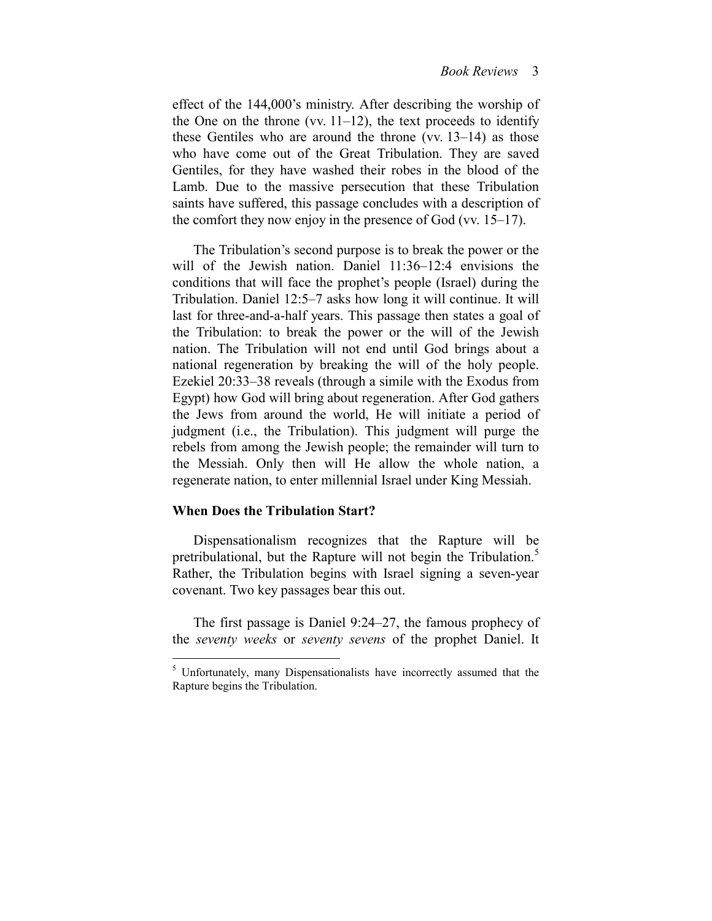effect of the 144,000's ministry. After describing the worship of the One on the throne (vv. 11–12), the text proceeds to identify these Gentiles who are around the throne (vv. 13–14) as those who have come out of the Great Tribulation. They are saved Gentiles, for they have washed their robes in the blood of the Lamb. Due to the massive persecution that these Tribulation saints have suffered, this passage concludes with a description of the comfort they now enjoy in the presence of God (vv. 15–17).

The Tribulation's second purpose is to break the power or the will of the Jewish nation. Daniel 11:36–12:4 envisions the conditions that will face the prophet's people (Israel) during the Tribulation. Daniel 12:5–7 asks how long it will continue. It will last for three-and-a-half years. This passage then states a goal of the Tribulation: to break the power or the will of the Jewish nation. The Tribulation will not end until God brings about a national regeneration by breaking the will of the holy people. Ezekiel 20:33–38 reveals (through a simile with the Exodus from Egypt) how God will bring about regeneration. After God gathers the Jews from around the world, He will initiate a period of judgment (i.e., the Tribulation). This judgment will purge the rebels from among the Jewish people; the remainder will turn to the Messiah. Only then will He allow the whole nation, a regenerate nation, to enter millennial Israel under King Messiah.

**When Does the Tribulation Start?**

Dispensationalism recognizes that the Rapture will be pretribulational, but the Rapture will not begin the Tribulation.[5] Rather, the Tribulation begins with Israel signing a seven-year covenant. Two key passages bear this out.

The first passage is Daniel 9:24–27, the famous prophecy of the *seventy weeks* or *seventy sevens* of the prophet Daniel. It

---

[5] Unfortunately, many Dispensationalists have incorrectly assumed that the Rapture begins the Tribulation.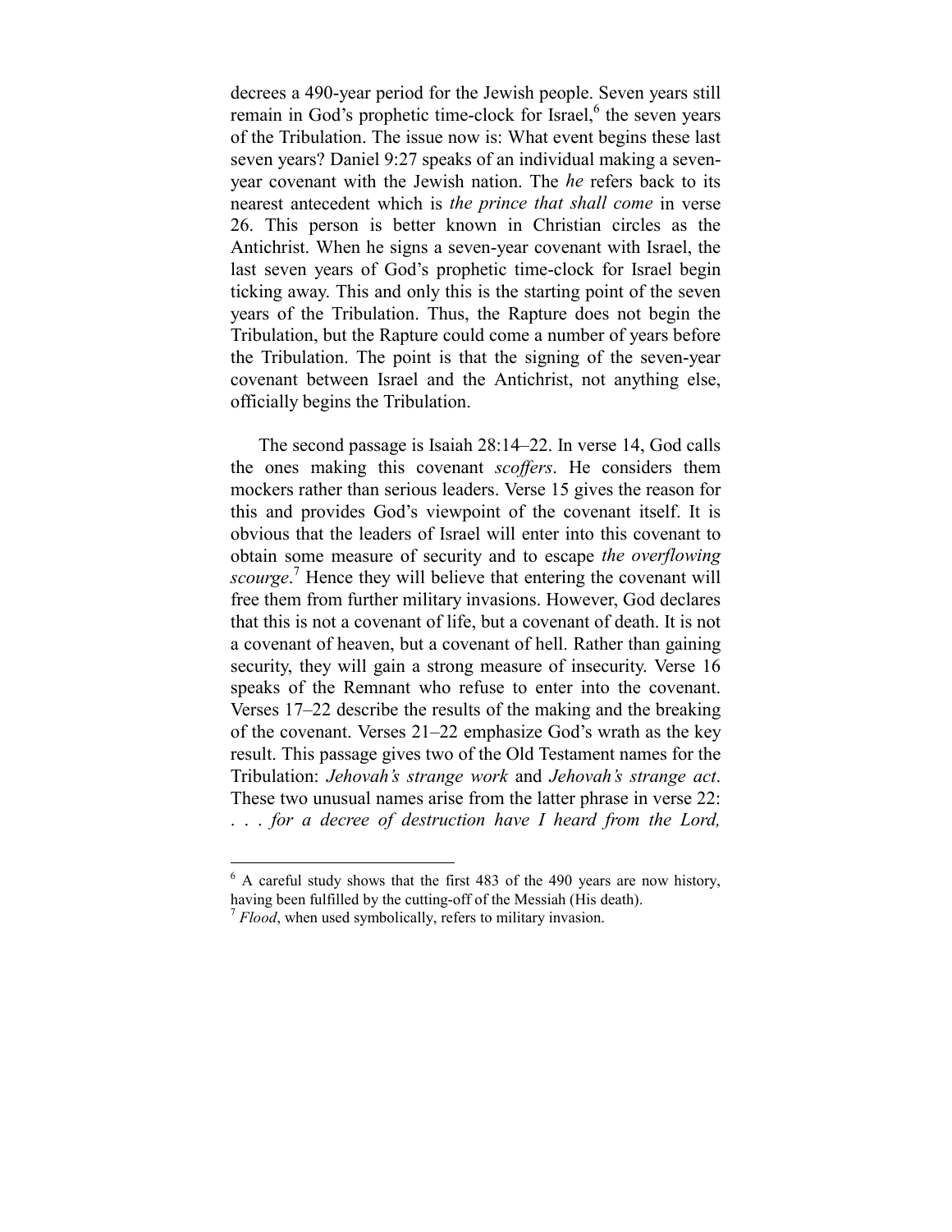decrees a 490-year period for the Jewish people. Seven years still remain in God's prophetic time-clock for Israel,[6] the seven years of the Tribulation. The issue now is: What event begins these last seven years? Daniel 9:27 speaks of an individual making a seven-year covenant with the Jewish nation. The *he* refers back to its nearest antecedent which is *the prince that shall come* in verse 26. This person is better known in Christian circles as the Antichrist. When he signs a seven-year covenant with Israel, the last seven years of God's prophetic time-clock for Israel begin ticking away. This and only this is the starting point of the seven years of the Tribulation. Thus, the Rapture does not begin the Tribulation, but the Rapture could come a number of years before the Tribulation. The point is that the signing of the seven-year covenant between Israel and the Antichrist, not anything else, officially begins the Tribulation.

The second passage is Isaiah 28:14–22. In verse 14, God calls the ones making this covenant *scoffers*. He considers them mockers rather than serious leaders. Verse 15 gives the reason for this and provides God's viewpoint of the covenant itself. It is obvious that the leaders of Israel will enter into this covenant to obtain some measure of security and to escape *the overflowing scourge*.[7] Hence they will believe that entering the covenant will free them from further military invasions. However, God declares that this is not a covenant of life, but a covenant of death. It is not a covenant of heaven, but a covenant of hell. Rather than gaining security, they will gain a strong measure of insecurity. Verse 16 speaks of the Remnant who refuse to enter into the covenant. Verses 17–22 describe the results of the making and the breaking of the covenant. Verses 21–22 emphasize God's wrath as the key result. This passage gives two of the Old Testament names for the Tribulation: *Jehovah's strange work* and *Jehovah's strange act*. These two unusual names arise from the latter phrase in verse 22: *. . . for a decree of destruction have I heard from the Lord,*

---

[6] A careful study shows that the first 483 of the 490 years are now history, having been fulfilled by the cutting-off of the Messiah (His death).

[7] *Flood*, when used symbolically, refers to military invasion.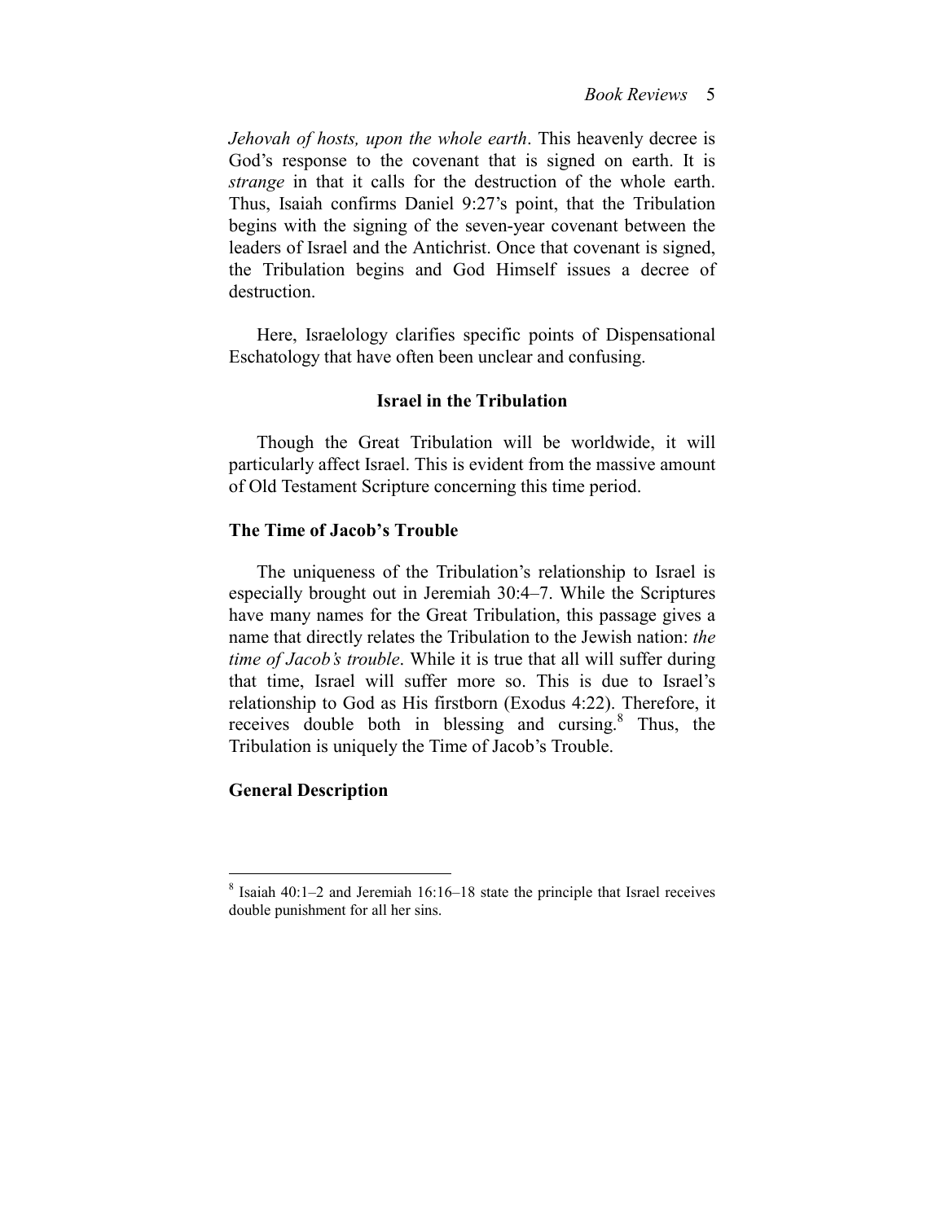*Jehovah of hosts, upon the whole earth*. This heavenly decree is God's response to the covenant that is signed on earth. It is *strange* in that it calls for the destruction of the whole earth. Thus, Isaiah confirms Daniel 9:27's point, that the Tribulation begins with the signing of the seven-year covenant between the leaders of Israel and the Antichrist. Once that covenant is signed, the Tribulation begins and God Himself issues a decree of destruction.

Here, Israelology clarifies specific points of Dispensational Eschatology that have often been unclear and confusing.

## Israel in the Tribulation

Though the Great Tribulation will be worldwide, it will particularly affect Israel. This is evident from the massive amount of Old Testament Scripture concerning this time period.

### The Time of Jacob's Trouble

The uniqueness of the Tribulation's relationship to Israel is especially brought out in Jeremiah 30:4–7. While the Scriptures have many names for the Great Tribulation, this passage gives a name that directly relates the Tribulation to the Jewish nation: *the time of Jacob's trouble*. While it is true that all will suffer during that time, Israel will suffer more so. This is due to Israel's relationship to God as His firstborn (Exodus 4:22). Therefore, it receives double both in blessing and cursing.[8] Thus, the Tribulation is uniquely the Time of Jacob's Trouble.

### General Description

---

[8] Isaiah 40:1–2 and Jeremiah 16:16–18 state the principle that Israel receives double punishment for all her sins.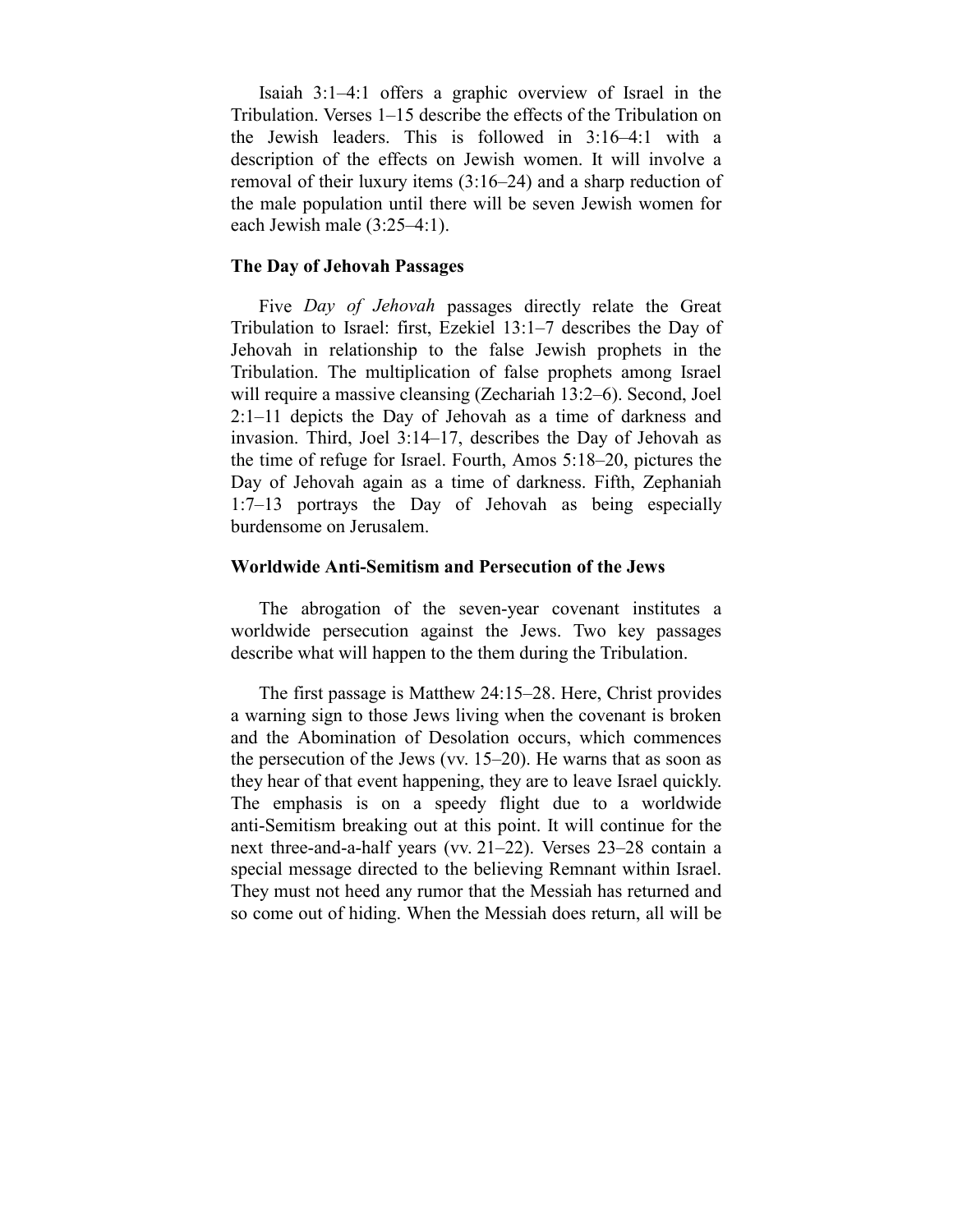Isaiah 3:1–4:1 offers a graphic overview of Israel in the Tribulation. Verses 1–15 describe the effects of the Tribulation on the Jewish leaders. This is followed in 3:16–4:1 with a description of the effects on Jewish women. It will involve a removal of their luxury items (3:16–24) and a sharp reduction of the male population until there will be seven Jewish women for each Jewish male (3:25–4:1).

**The Day of Jehovah Passages**

Five *Day of Jehovah* passages directly relate the Great Tribulation to Israel: first, Ezekiel 13:1–7 describes the Day of Jehovah in relationship to the false Jewish prophets in the Tribulation. The multiplication of false prophets among Israel will require a massive cleansing (Zechariah 13:2–6). Second, Joel 2:1–11 depicts the Day of Jehovah as a time of darkness and invasion. Third, Joel 3:14–17, describes the Day of Jehovah as the time of refuge for Israel. Fourth, Amos 5:18–20, pictures the Day of Jehovah again as a time of darkness. Fifth, Zephaniah 1:7–13 portrays the Day of Jehovah as being especially burdensome on Jerusalem.

**Worldwide Anti-Semitism and Persecution of the Jews**

The abrogation of the seven-year covenant institutes a worldwide persecution against the Jews. Two key passages describe what will happen to the them during the Tribulation.

The first passage is Matthew 24:15–28. Here, Christ provides a warning sign to those Jews living when the covenant is broken and the Abomination of Desolation occurs, which commences the persecution of the Jews (vv. 15–20). He warns that as soon as they hear of that event happening, they are to leave Israel quickly. The emphasis is on a speedy flight due to a worldwide anti-Semitism breaking out at this point. It will continue for the next three-and-a-half years (vv. 21–22). Verses 23–28 contain a special message directed to the believing Remnant within Israel. They must not heed any rumor that the Messiah has returned and so come out of hiding. When the Messiah does return, all will be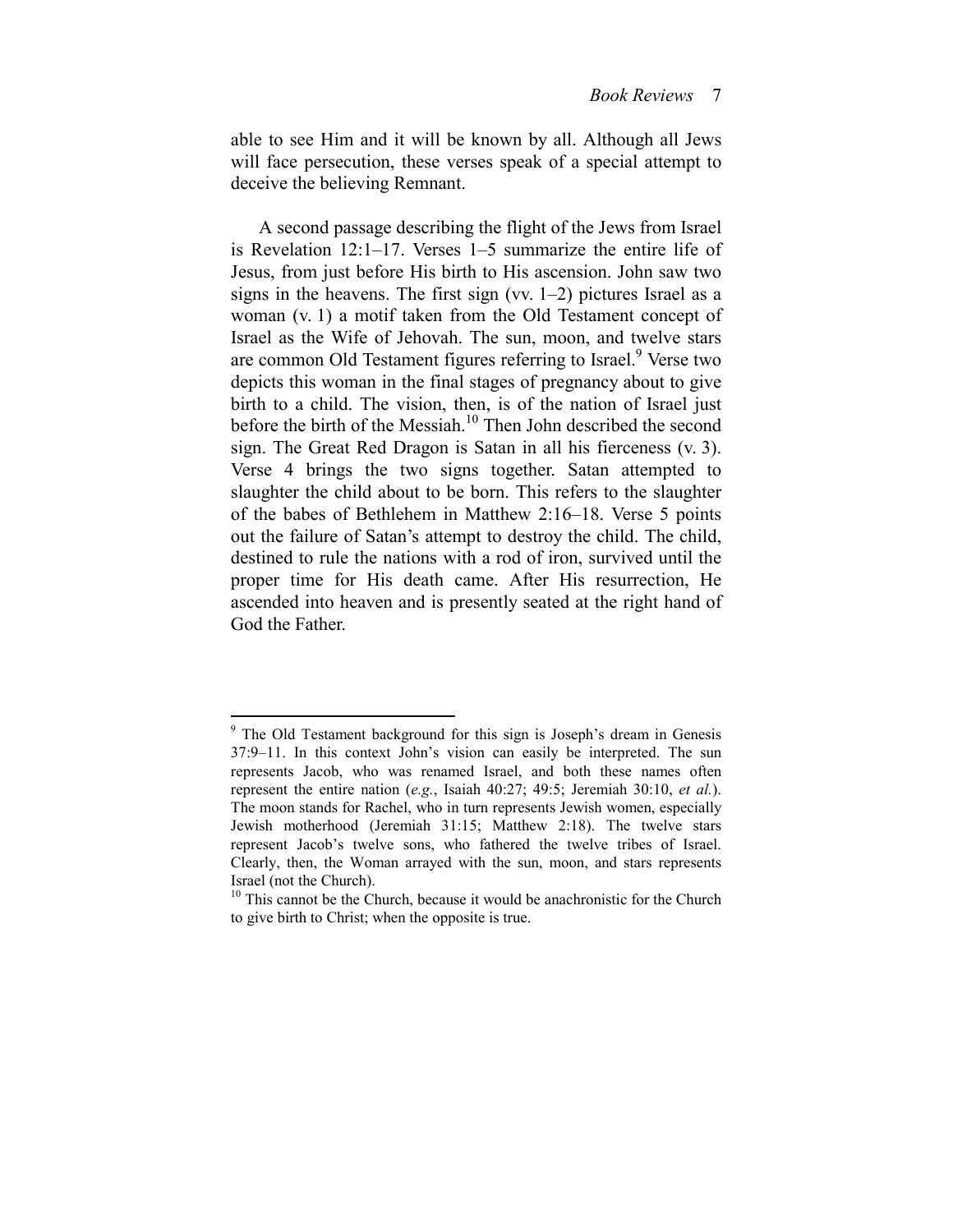able to see Him and it will be known by all. Although all Jews will face persecution, these verses speak of a special attempt to deceive the believing Remnant.

A second passage describing the flight of the Jews from Israel is Revelation 12:1–17. Verses 1–5 summarize the entire life of Jesus, from just before His birth to His ascension. John saw two signs in the heavens. The first sign (vv. 1–2) pictures Israel as a woman (v. 1) a motif taken from the Old Testament concept of Israel as the Wife of Jehovah. The sun, moon, and twelve stars are common Old Testament figures referring to Israel.[9] Verse two depicts this woman in the final stages of pregnancy about to give birth to a child. The vision, then, is of the nation of Israel just before the birth of the Messiah.[10] Then John described the second sign. The Great Red Dragon is Satan in all his fierceness (v. 3). Verse 4 brings the two signs together. Satan attempted to slaughter the child about to be born. This refers to the slaughter of the babes of Bethlehem in Matthew 2:16–18. Verse 5 points out the failure of Satan's attempt to destroy the child. The child, destined to rule the nations with a rod of iron, survived until the proper time for His death came. After His resurrection, He ascended into heaven and is presently seated at the right hand of God the Father.

---

[9] The Old Testament background for this sign is Joseph's dream in Genesis 37:9–11. In this context John's vision can easily be interpreted. The sun represents Jacob, who was renamed Israel, and both these names often represent the entire nation (*e.g.*, Isaiah 40:27; 49:5; Jeremiah 30:10, *et al.*). The moon stands for Rachel, who in turn represents Jewish women, especially Jewish motherhood (Jeremiah 31:15; Matthew 2:18). The twelve stars represent Jacob's twelve sons, who fathered the twelve tribes of Israel. Clearly, then, the Woman arrayed with the sun, moon, and stars represents Israel (not the Church).

[10] This cannot be the Church, because it would be anachronistic for the Church to give birth to Christ; when the opposite is true.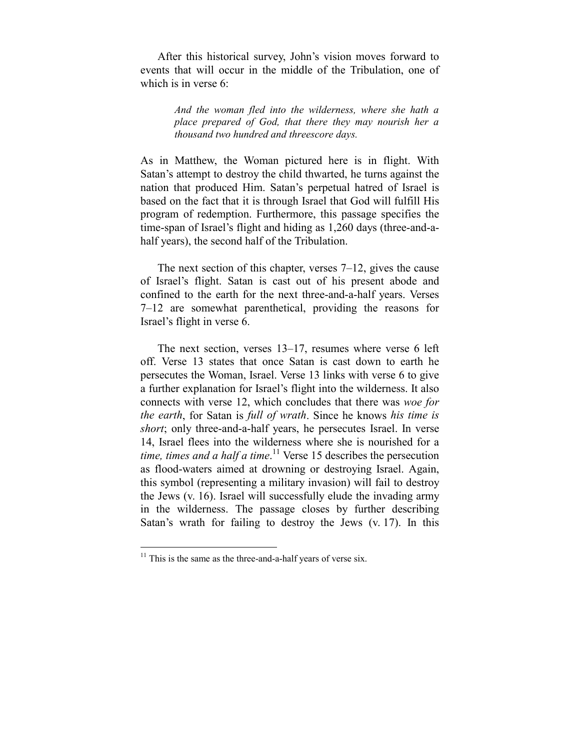After this historical survey, John's vision moves forward to events that will occur in the middle of the Tribulation, one of which is in verse 6:

> *And the woman fled into the wilderness, where she hath a place prepared of God, that there they may nourish her a thousand two hundred and threescore days.*

As in Matthew, the Woman pictured here is in flight. With Satan's attempt to destroy the child thwarted, he turns against the nation that produced Him. Satan's perpetual hatred of Israel is based on the fact that it is through Israel that God will fulfill His program of redemption. Furthermore, this passage specifies the time-span of Israel's flight and hiding as 1,260 days (three-and-a-half years), the second half of the Tribulation.

The next section of this chapter, verses 7–12, gives the cause of Israel's flight. Satan is cast out of his present abode and confined to the earth for the next three-and-a-half years. Verses 7–12 are somewhat parenthetical, providing the reasons for Israel's flight in verse 6.

The next section, verses 13–17, resumes where verse 6 left off. Verse 13 states that once Satan is cast down to earth he persecutes the Woman, Israel. Verse 13 links with verse 6 to give a further explanation for Israel's flight into the wilderness. It also connects with verse 12, which concludes that there was *woe for the earth*, for Satan is *full of wrath*. Since he knows *his time is short*; only three-and-a-half years, he persecutes Israel. In verse 14, Israel flees into the wilderness where she is nourished for a *time, times and a half a time*.[11] Verse 15 describes the persecution as flood-waters aimed at drowning or destroying Israel. Again, this symbol (representing a military invasion) will fail to destroy the Jews (v. 16). Israel will successfully elude the invading army in the wilderness. The passage closes by further describing Satan's wrath for failing to destroy the Jews (v. 17). In this

---

[11] This is the same as the three-and-a-half years of verse six.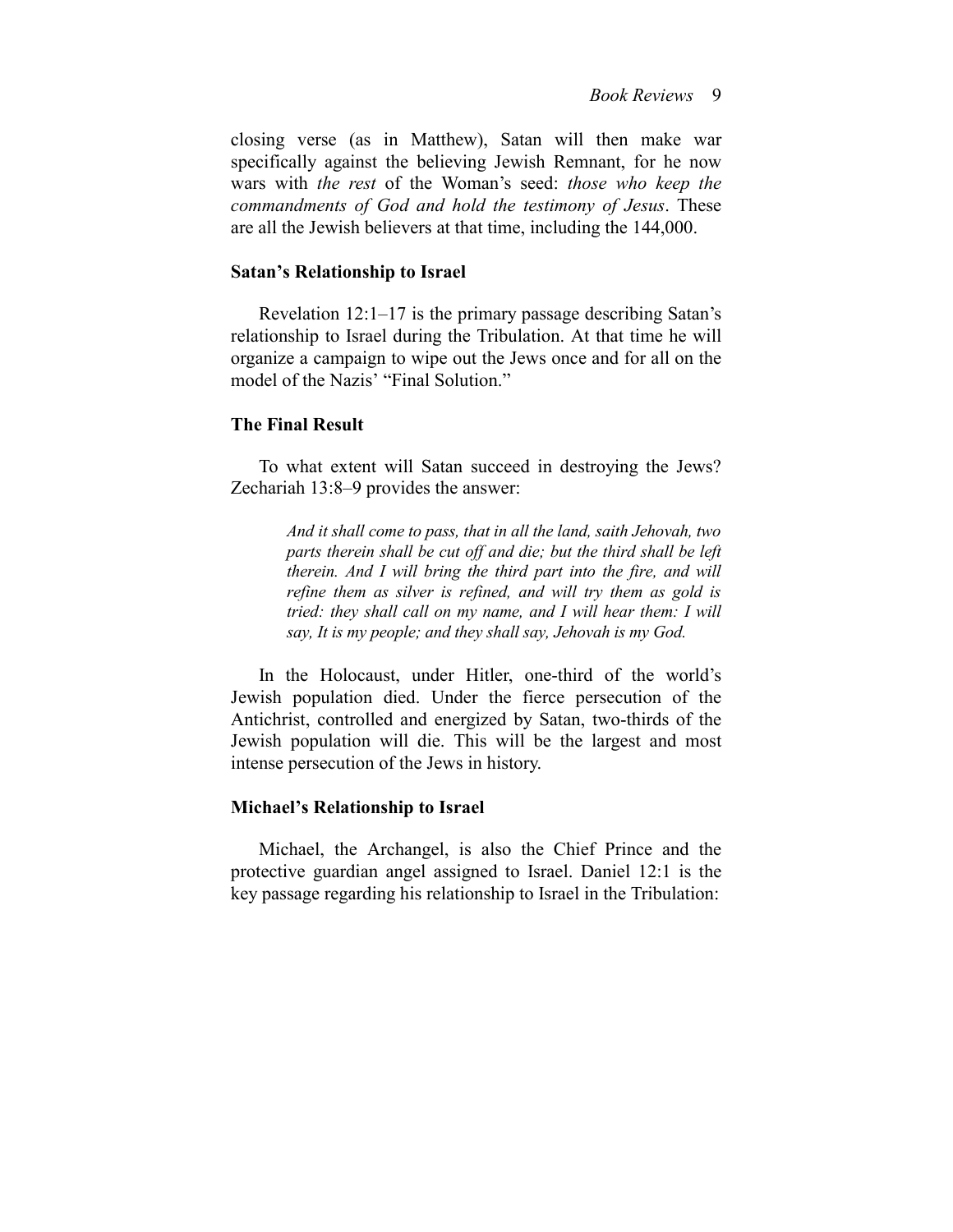closing verse (as in Matthew), Satan will then make war specifically against the believing Jewish Remnant, for he now wars with *the rest* of the Woman's seed: *those who keep the commandments of God and hold the testimony of Jesus*. These are all the Jewish believers at that time, including the 144,000.

**Satan's Relationship to Israel**

Revelation 12:1–17 is the primary passage describing Satan's relationship to Israel during the Tribulation. At that time he will organize a campaign to wipe out the Jews once and for all on the model of the Nazis' "Final Solution."

**The Final Result**

To what extent will Satan succeed in destroying the Jews? Zechariah 13:8–9 provides the answer:

> *And it shall come to pass, that in all the land, saith Jehovah, two parts therein shall be cut off and die; but the third shall be left therein. And I will bring the third part into the fire, and will refine them as silver is refined, and will try them as gold is tried: they shall call on my name, and I will hear them: I will say, It is my people; and they shall say, Jehovah is my God.*

In the Holocaust, under Hitler, one-third of the world's Jewish population died. Under the fierce persecution of the Antichrist, controlled and energized by Satan, two-thirds of the Jewish population will die. This will be the largest and most intense persecution of the Jews in history.

**Michael's Relationship to Israel**

Michael, the Archangel, is also the Chief Prince and the protective guardian angel assigned to Israel. Daniel 12:1 is the key passage regarding his relationship to Israel in the Tribulation: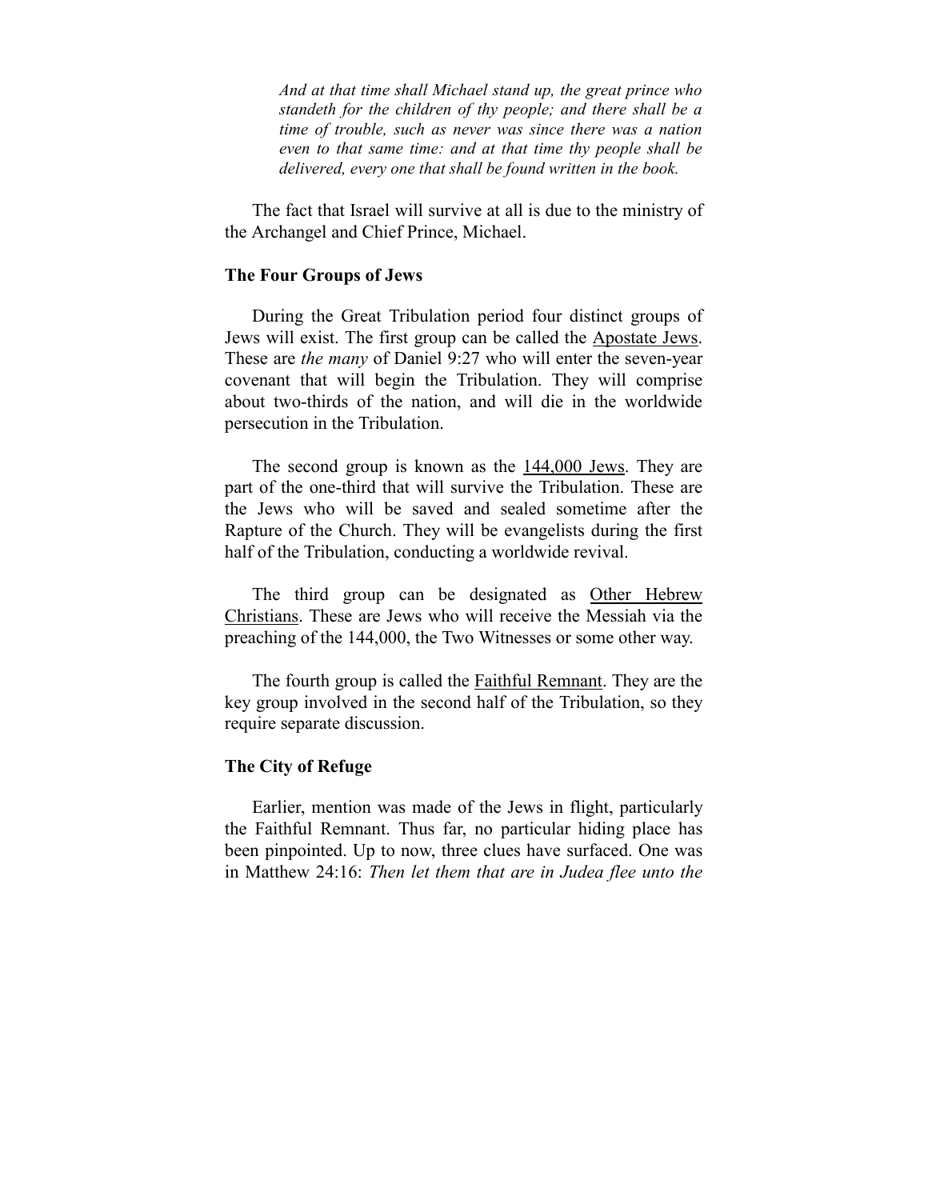> *And at that time shall Michael stand up, the great prince who standeth for the children of thy people; and there shall be a time of trouble, such as never was since there was a nation even to that same time: and at that time thy people shall be delivered, every one that shall be found written in the book.*

The fact that Israel will survive at all is due to the ministry of the Archangel and Chief Prince, Michael.

### The Four Groups of Jews

During the Great Tribulation period four distinct groups of Jews will exist. The first group can be called the <u>Apostate Jews</u>. These are *the many* of Daniel 9:27 who will enter the seven-year covenant that will begin the Tribulation. They will comprise about two-thirds of the nation, and will die in the worldwide persecution in the Tribulation.

The second group is known as the <u>144,000 Jews</u>. They are part of the one-third that will survive the Tribulation. These are the Jews who will be saved and sealed sometime after the Rapture of the Church. They will be evangelists during the first half of the Tribulation, conducting a worldwide revival.

The third group can be designated as <u>Other Hebrew Christians</u>. These are Jews who will receive the Messiah via the preaching of the 144,000, the Two Witnesses or some other way.

The fourth group is called the <u>Faithful Remnant</u>. They are the key group involved in the second half of the Tribulation, so they require separate discussion.

### The City of Refuge

Earlier, mention was made of the Jews in flight, particularly the Faithful Remnant. Thus far, no particular hiding place has been pinpointed. Up to now, three clues have surfaced. One was in Matthew 24:16: *Then let them that are in Judea flee unto the*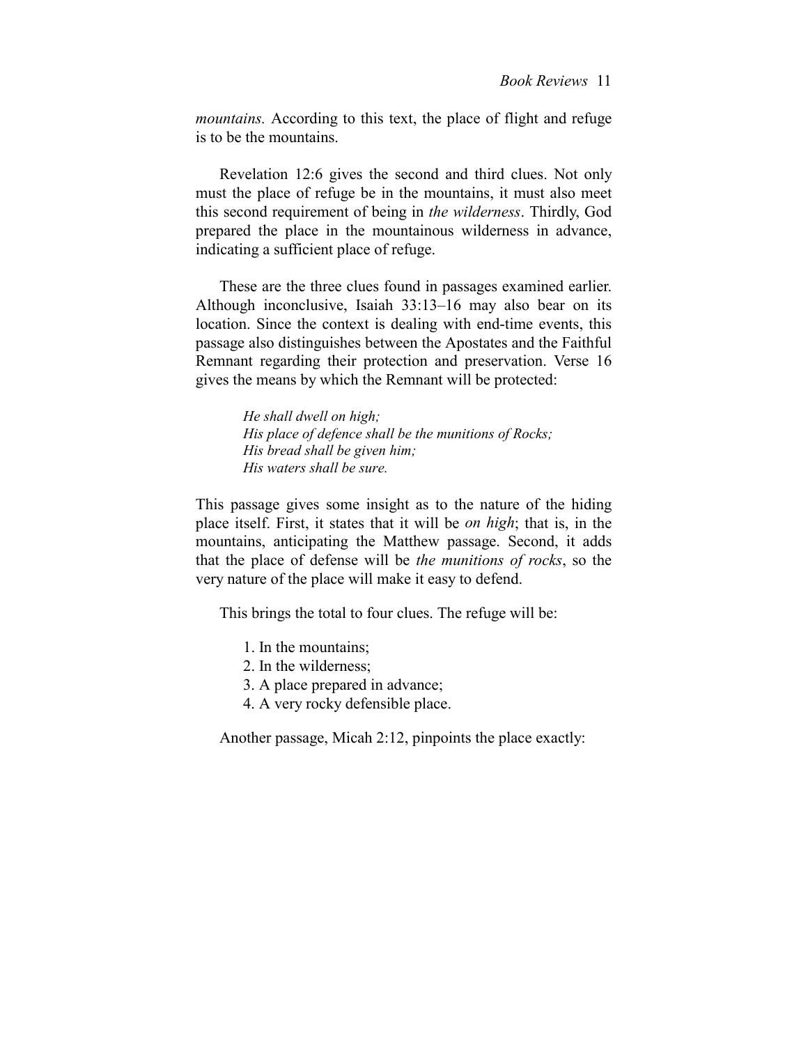*mountains.* According to this text, the place of flight and refuge is to be the mountains.

Revelation 12:6 gives the second and third clues. Not only must the place of refuge be in the mountains, it must also meet this second requirement of being in *the wilderness*. Thirdly, God prepared the place in the mountainous wilderness in advance, indicating a sufficient place of refuge.

These are the three clues found in passages examined earlier. Although inconclusive, Isaiah 33:13–16 may also bear on its location. Since the context is dealing with end-time events, this passage also distinguishes between the Apostates and the Faithful Remnant regarding their protection and preservation. Verse 16 gives the means by which the Remnant will be protected:

> *He shall dwell on high;*
> *His place of defence shall be the munitions of Rocks;*
> *His bread shall be given him;*
> *His waters shall be sure.*

This passage gives some insight as to the nature of the hiding place itself. First, it states that it will be *on high*; that is, in the mountains, anticipating the Matthew passage. Second, it adds that the place of defense will be *the munitions of rocks*, so the very nature of the place will make it easy to defend.

This brings the total to four clues. The refuge will be:

1. In the mountains;
2. In the wilderness;
3. A place prepared in advance;
4. A very rocky defensible place.

Another passage, Micah 2:12, pinpoints the place exactly: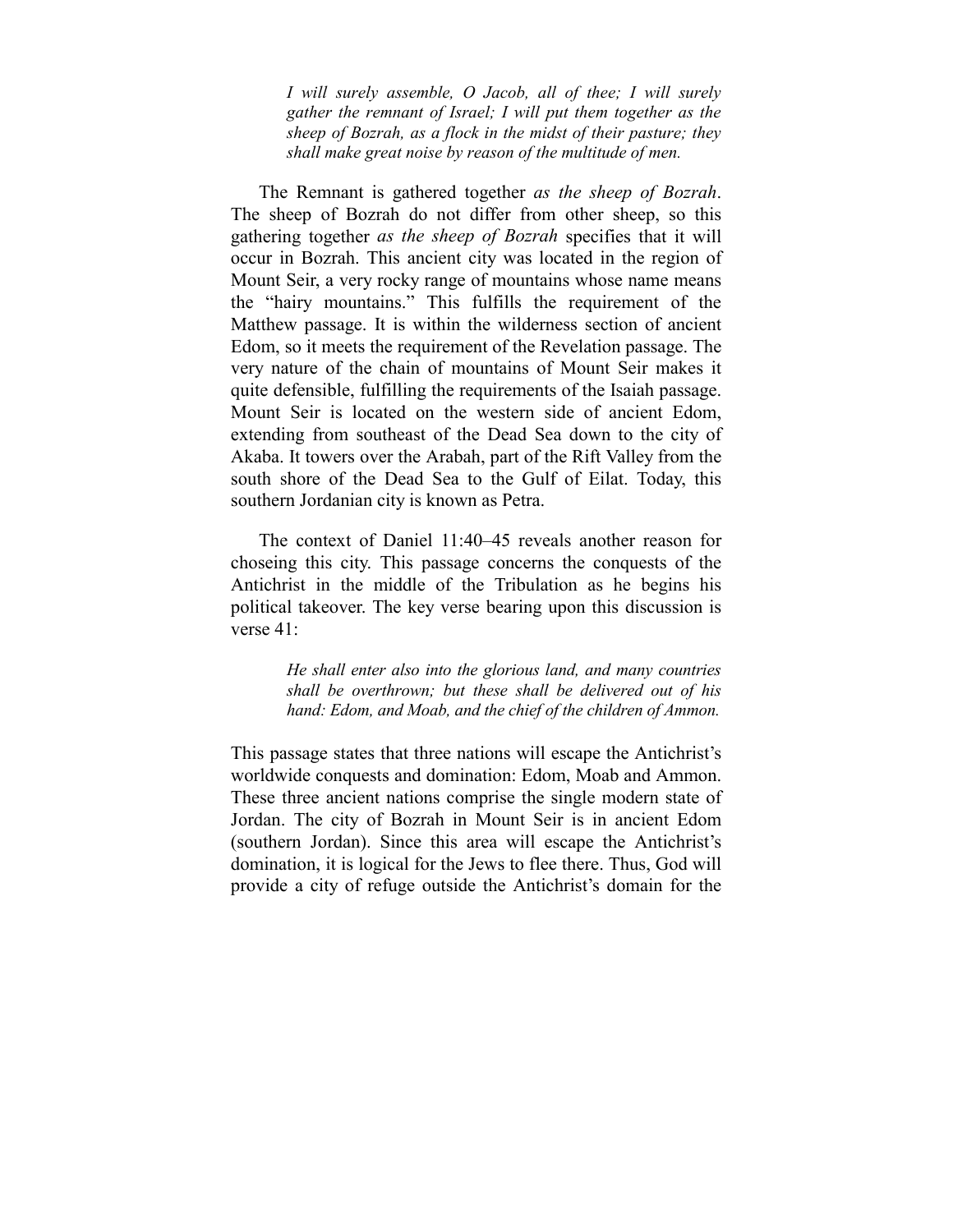> *I will surely assemble, O Jacob, all of thee; I will surely gather the remnant of Israel; I will put them together as the sheep of Bozrah, as a flock in the midst of their pasture; they shall make great noise by reason of the multitude of men.*

The Remnant is gathered together *as the sheep of Bozrah*. The sheep of Bozrah do not differ from other sheep, so this gathering together *as the sheep of Bozrah* specifies that it will occur in Bozrah. This ancient city was located in the region of Mount Seir, a very rocky range of mountains whose name means the "hairy mountains." This fulfills the requirement of the Matthew passage. It is within the wilderness section of ancient Edom, so it meets the requirement of the Revelation passage. The very nature of the chain of mountains of Mount Seir makes it quite defensible, fulfilling the requirements of the Isaiah passage. Mount Seir is located on the western side of ancient Edom, extending from southeast of the Dead Sea down to the city of Akaba. It towers over the Arabah, part of the Rift Valley from the south shore of the Dead Sea to the Gulf of Eilat. Today, this southern Jordanian city is known as Petra.

The context of Daniel 11:40–45 reveals another reason for choseing this city. This passage concerns the conquests of the Antichrist in the middle of the Tribulation as he begins his political takeover. The key verse bearing upon this discussion is verse 41:

> *He shall enter also into the glorious land, and many countries shall be overthrown; but these shall be delivered out of his hand: Edom, and Moab, and the chief of the children of Ammon.*

This passage states that three nations will escape the Antichrist's worldwide conquests and domination: Edom, Moab and Ammon. These three ancient nations comprise the single modern state of Jordan. The city of Bozrah in Mount Seir is in ancient Edom (southern Jordan). Since this area will escape the Antichrist's domination, it is logical for the Jews to flee there. Thus, God will provide a city of refuge outside the Antichrist's domain for the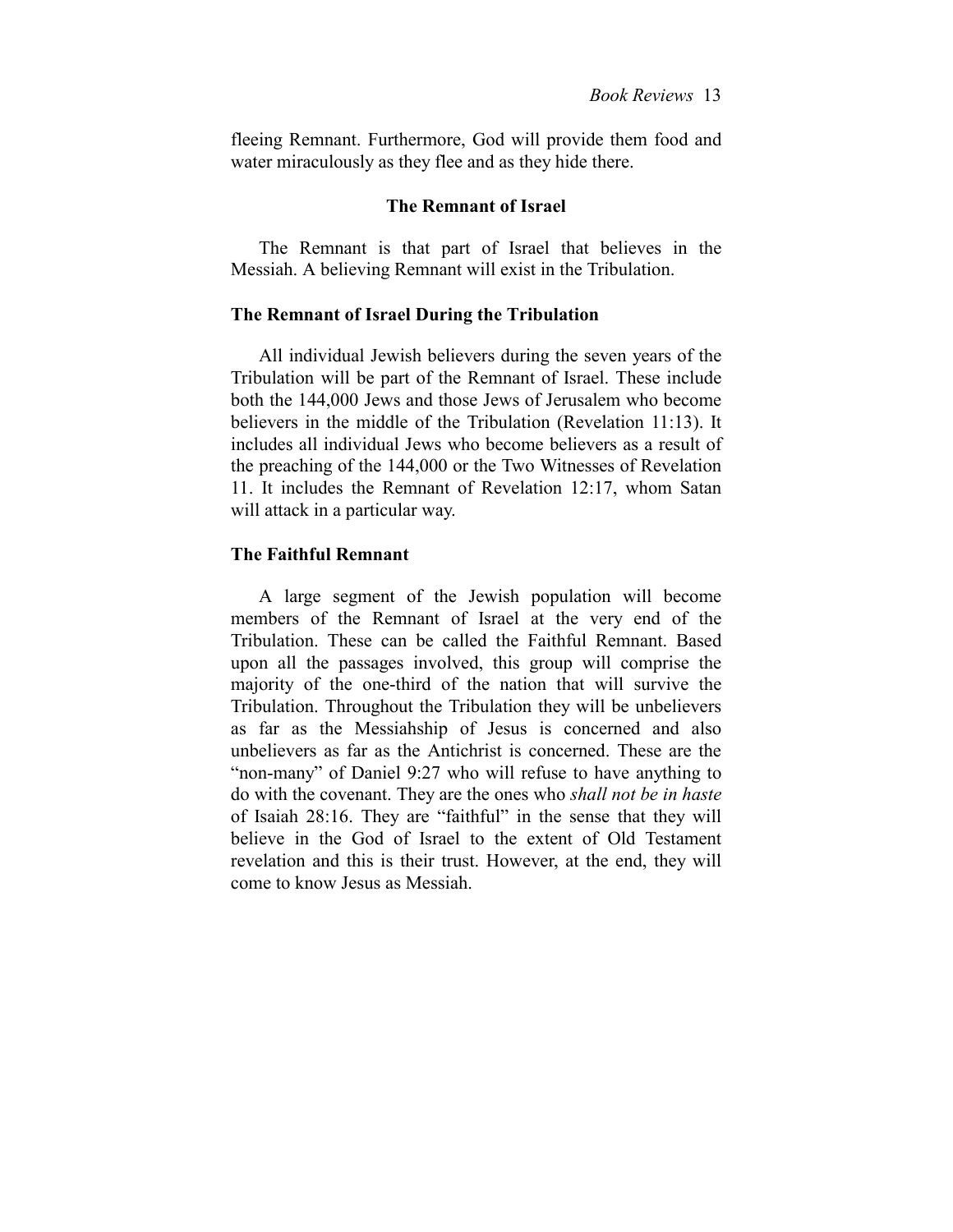fleeing Remnant. Furthermore, God will provide them food and water miraculously as they flee and as they hide there.

## The Remnant of Israel

The Remnant is that part of Israel that believes in the Messiah. A believing Remnant will exist in the Tribulation.

### The Remnant of Israel During the Tribulation

All individual Jewish believers during the seven years of the Tribulation will be part of the Remnant of Israel. These include both the 144,000 Jews and those Jews of Jerusalem who become believers in the middle of the Tribulation (Revelation 11:13). It includes all individual Jews who become believers as a result of the preaching of the 144,000 or the Two Witnesses of Revelation 11. It includes the Remnant of Revelation 12:17, whom Satan will attack in a particular way.

### The Faithful Remnant

A large segment of the Jewish population will become members of the Remnant of Israel at the very end of the Tribulation. These can be called the Faithful Remnant. Based upon all the passages involved, this group will comprise the majority of the one-third of the nation that will survive the Tribulation. Throughout the Tribulation they will be unbelievers as far as the Messiahship of Jesus is concerned and also unbelievers as far as the Antichrist is concerned. These are the "non-many" of Daniel 9:27 who will refuse to have anything to do with the covenant. They are the ones who *shall not be in haste* of Isaiah 28:16. They are "faithful" in the sense that they will believe in the God of Israel to the extent of Old Testament revelation and this is their trust. However, at the end, they will come to know Jesus as Messiah.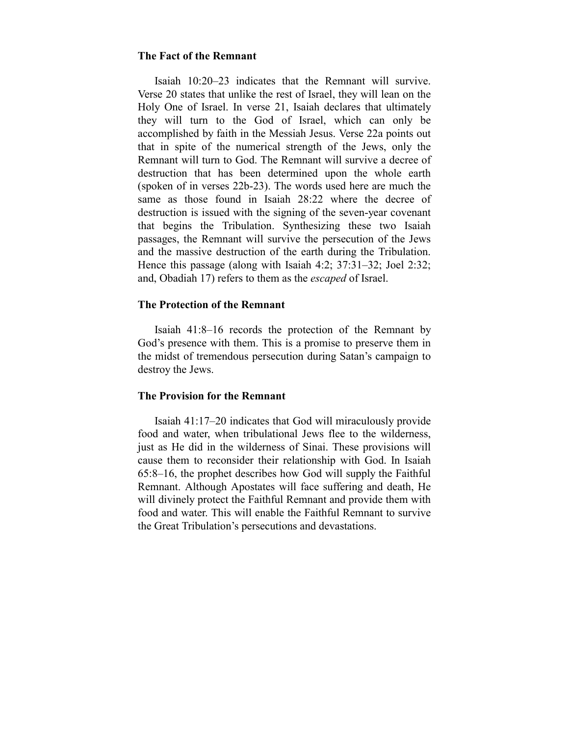### The Fact of the Remnant

Isaiah 10:20–23 indicates that the Remnant will survive. Verse 20 states that unlike the rest of Israel, they will lean on the Holy One of Israel. In verse 21, Isaiah declares that ultimately they will turn to the God of Israel, which can only be accomplished by faith in the Messiah Jesus. Verse 22a points out that in spite of the numerical strength of the Jews, only the Remnant will turn to God. The Remnant will survive a decree of destruction that has been determined upon the whole earth (spoken of in verses 22b-23). The words used here are much the same as those found in Isaiah 28:22 where the decree of destruction is issued with the signing of the seven-year covenant that begins the Tribulation. Synthesizing these two Isaiah passages, the Remnant will survive the persecution of the Jews and the massive destruction of the earth during the Tribulation. Hence this passage (along with Isaiah 4:2; 37:31–32; Joel 2:32; and, Obadiah 17) refers to them as the *escaped* of Israel.

### The Protection of the Remnant

Isaiah 41:8–16 records the protection of the Remnant by God's presence with them. This is a promise to preserve them in the midst of tremendous persecution during Satan's campaign to destroy the Jews.

### The Provision for the Remnant

Isaiah 41:17–20 indicates that God will miraculously provide food and water, when tribulational Jews flee to the wilderness, just as He did in the wilderness of Sinai. These provisions will cause them to reconsider their relationship with God. In Isaiah 65:8–16, the prophet describes how God will supply the Faithful Remnant. Although Apostates will face suffering and death, He will divinely protect the Faithful Remnant and provide them with food and water. This will enable the Faithful Remnant to survive the Great Tribulation's persecutions and devastations.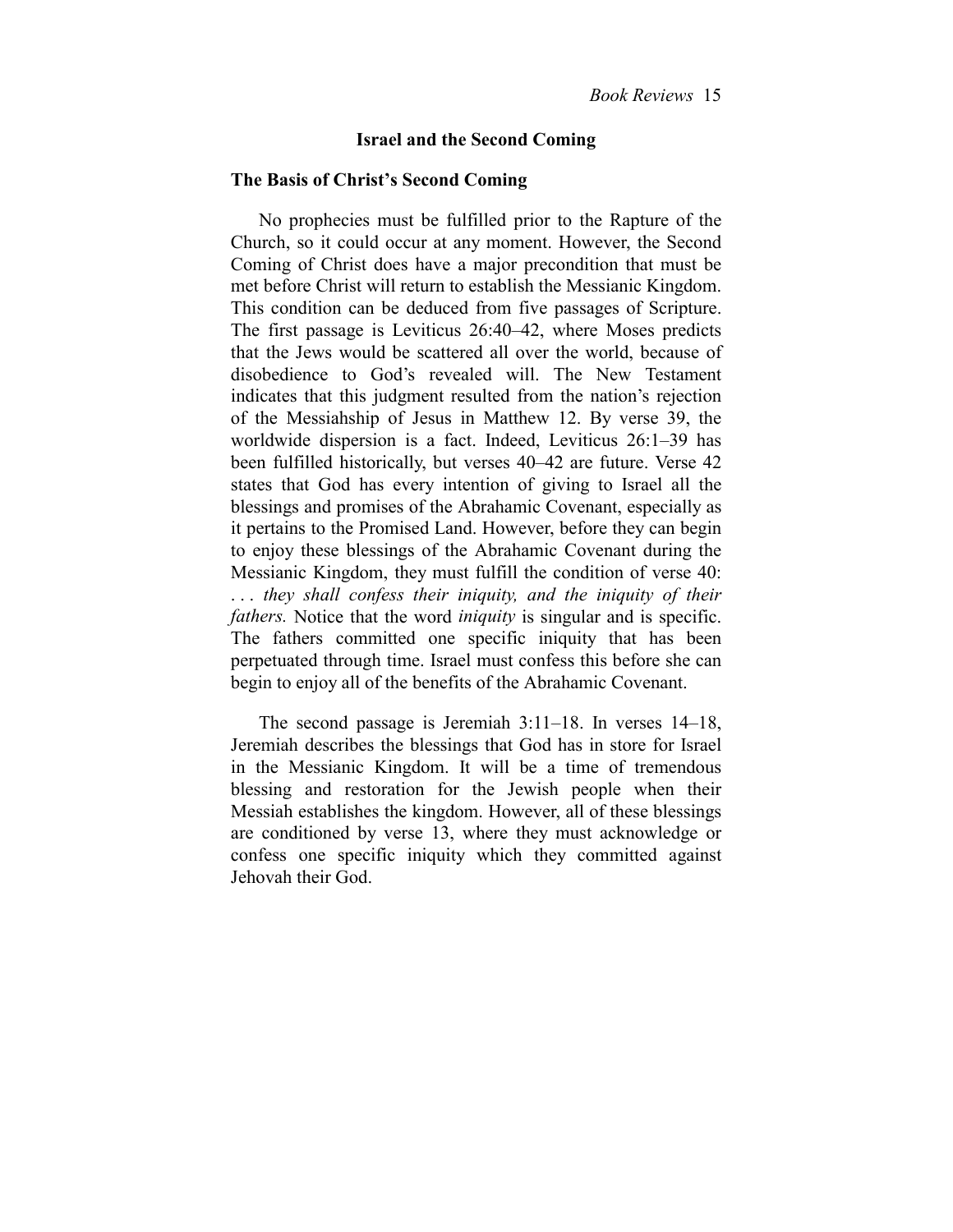## Israel and the Second Coming

### The Basis of Christ's Second Coming

No prophecies must be fulfilled prior to the Rapture of the Church, so it could occur at any moment. However, the Second Coming of Christ does have a major precondition that must be met before Christ will return to establish the Messianic Kingdom. This condition can be deduced from five passages of Scripture. The first passage is Leviticus 26:40–42, where Moses predicts that the Jews would be scattered all over the world, because of disobedience to God's revealed will. The New Testament indicates that this judgment resulted from the nation's rejection of the Messiahship of Jesus in Matthew 12. By verse 39, the worldwide dispersion is a fact. Indeed, Leviticus 26:1–39 has been fulfilled historically, but verses 40–42 are future. Verse 42 states that God has every intention of giving to Israel all the blessings and promises of the Abrahamic Covenant, especially as it pertains to the Promised Land. However, before they can begin to enjoy these blessings of the Abrahamic Covenant during the Messianic Kingdom, they must fulfill the condition of verse 40: *. . . they shall confess their iniquity, and the iniquity of their fathers.* Notice that the word *iniquity* is singular and is specific. The fathers committed one specific iniquity that has been perpetuated through time. Israel must confess this before she can begin to enjoy all of the benefits of the Abrahamic Covenant.

The second passage is Jeremiah 3:11–18. In verses 14–18, Jeremiah describes the blessings that God has in store for Israel in the Messianic Kingdom. It will be a time of tremendous blessing and restoration for the Jewish people when their Messiah establishes the kingdom. However, all of these blessings are conditioned by verse 13, where they must acknowledge or confess one specific iniquity which they committed against Jehovah their God.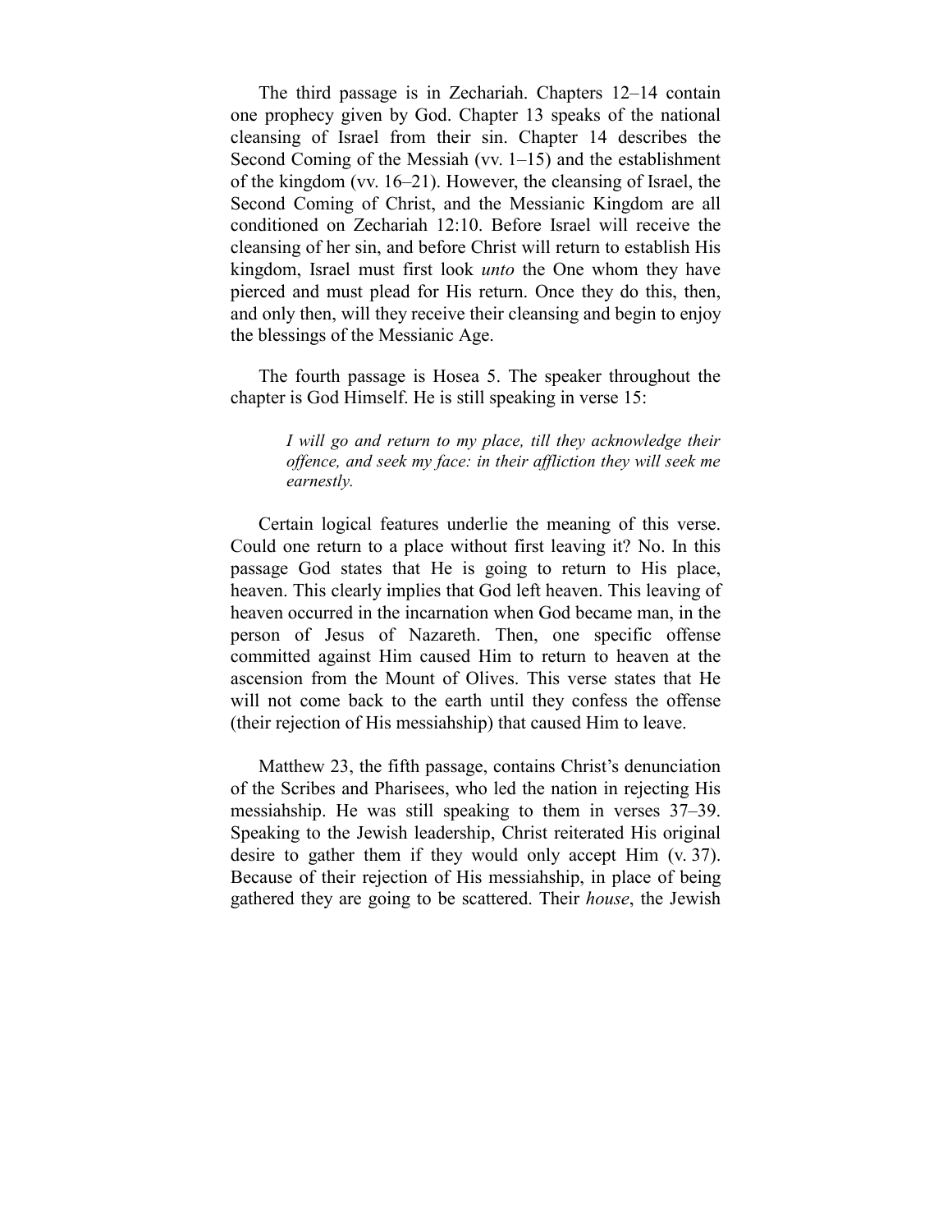The third passage is in Zechariah. Chapters 12–14 contain one prophecy given by God. Chapter 13 speaks of the national cleansing of Israel from their sin. Chapter 14 describes the Second Coming of the Messiah (vv. 1–15) and the establishment of the kingdom (vv. 16–21). However, the cleansing of Israel, the Second Coming of Christ, and the Messianic Kingdom are all conditioned on Zechariah 12:10. Before Israel will receive the cleansing of her sin, and before Christ will return to establish His kingdom, Israel must first look *unto* the One whom they have pierced and must plead for His return. Once they do this, then, and only then, will they receive their cleansing and begin to enjoy the blessings of the Messianic Age.

The fourth passage is Hosea 5. The speaker throughout the chapter is God Himself. He is still speaking in verse 15:

> *I will go and return to my place, till they acknowledge their offence, and seek my face: in their affliction they will seek me earnestly.*

Certain logical features underlie the meaning of this verse. Could one return to a place without first leaving it? No. In this passage God states that He is going to return to His place, heaven. This clearly implies that God left heaven. This leaving of heaven occurred in the incarnation when God became man, in the person of Jesus of Nazareth. Then, one specific offense committed against Him caused Him to return to heaven at the ascension from the Mount of Olives. This verse states that He will not come back to the earth until they confess the offense (their rejection of His messiahship) that caused Him to leave.

Matthew 23, the fifth passage, contains Christ's denunciation of the Scribes and Pharisees, who led the nation in rejecting His messiahship. He was still speaking to them in verses 37–39. Speaking to the Jewish leadership, Christ reiterated His original desire to gather them if they would only accept Him (v. 37). Because of their rejection of His messiahship, in place of being gathered they are going to be scattered. Their *house*, the Jewish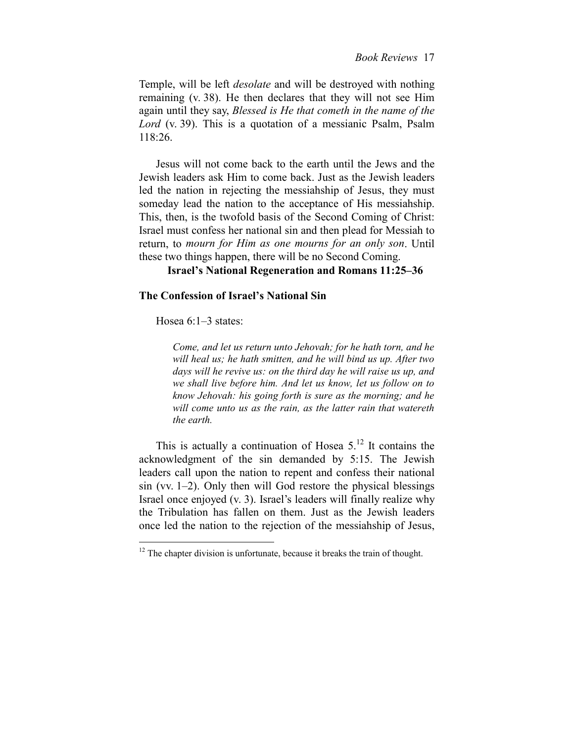Temple, will be left *desolate* and will be destroyed with nothing remaining (v. 38). He then declares that they will not see Him again until they say, *Blessed is He that cometh in the name of the Lord* (v. 39). This is a quotation of a messianic Psalm, Psalm 118:26.

Jesus will not come back to the earth until the Jews and the Jewish leaders ask Him to come back. Just as the Jewish leaders led the nation in rejecting the messiahship of Jesus, they must someday lead the nation to the acceptance of His messiahship. This, then, is the twofold basis of the Second Coming of Christ: Israel must confess her national sin and then plead for Messiah to return, to *mourn for Him as one mourns for an only son*. Until these two things happen, there will be no Second Coming.

## Israel's National Regeneration and Romans 11:25–36

### The Confession of Israel's National Sin

Hosea 6:1–3 states:

> *Come, and let us return unto Jehovah; for he hath torn, and he will heal us; he hath smitten, and he will bind us up. After two days will he revive us: on the third day he will raise us up, and we shall live before him. And let us know, let us follow on to know Jehovah: his going forth is sure as the morning; and he will come unto us as the rain, as the latter rain that watereth the earth.*

This is actually a continuation of Hosea 5.[12] It contains the acknowledgment of the sin demanded by 5:15. The Jewish leaders call upon the nation to repent and confess their national sin (vv. 1–2). Only then will God restore the physical blessings Israel once enjoyed (v. 3). Israel's leaders will finally realize why the Tribulation has fallen on them. Just as the Jewish leaders once led the nation to the rejection of the messiahship of Jesus,

[12] The chapter division is unfortunate, because it breaks the train of thought.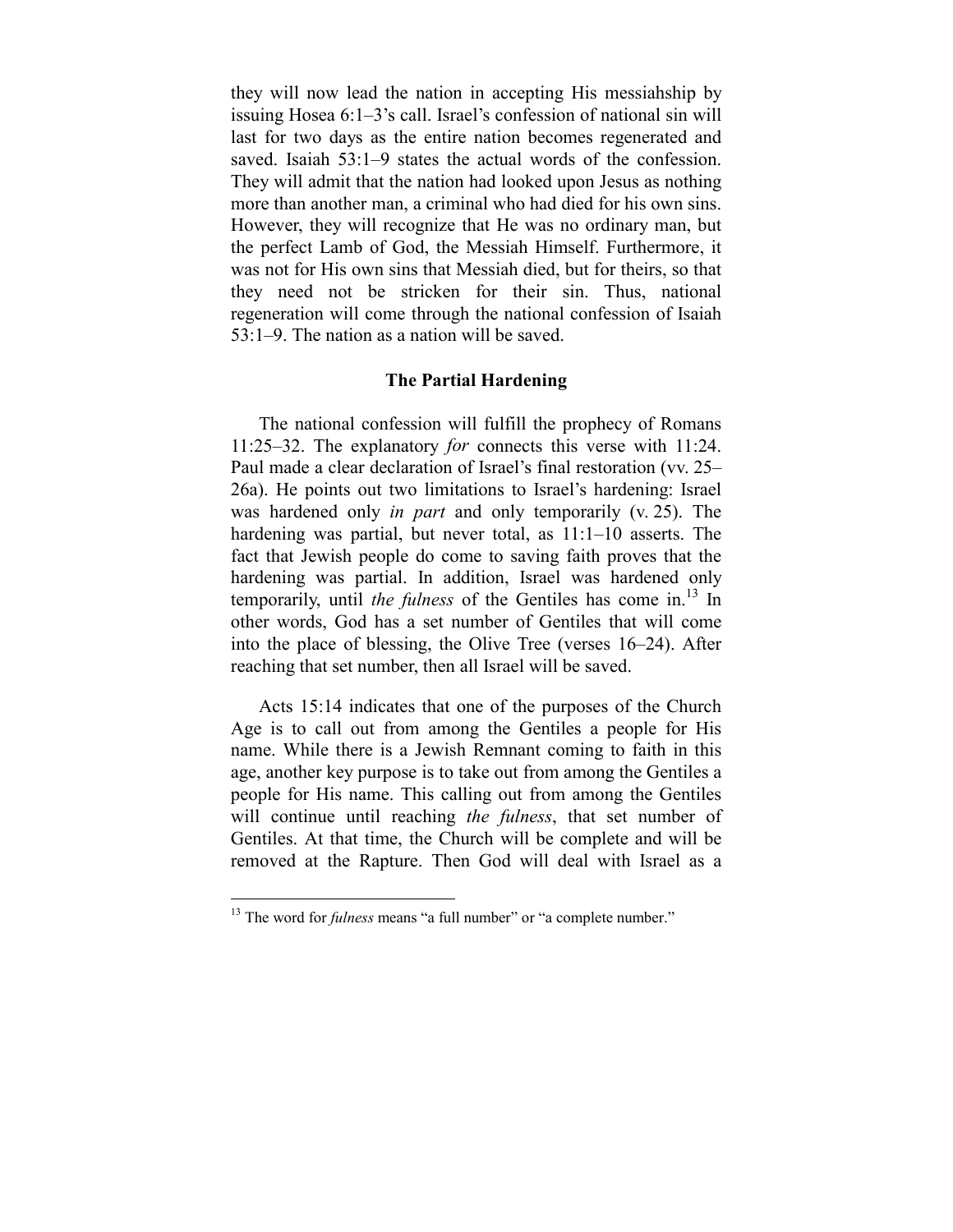they will now lead the nation in accepting His messiahship by issuing Hosea 6:1–3's call. Israel's confession of national sin will last for two days as the entire nation becomes regenerated and saved. Isaiah 53:1–9 states the actual words of the confession. They will admit that the nation had looked upon Jesus as nothing more than another man, a criminal who had died for his own sins. However, they will recognize that He was no ordinary man, but the perfect Lamb of God, the Messiah Himself. Furthermore, it was not for His own sins that Messiah died, but for theirs, so that they need not be stricken for their sin. Thus, national regeneration will come through the national confession of Isaiah 53:1–9. The nation as a nation will be saved.

### The Partial Hardening

The national confession will fulfill the prophecy of Romans 11:25–32. The explanatory *for* connects this verse with 11:24. Paul made a clear declaration of Israel's final restoration (vv. 25–26a). He points out two limitations to Israel's hardening: Israel was hardened only *in part* and only temporarily (v. 25). The hardening was partial, but never total, as 11:1–10 asserts. The fact that Jewish people do come to saving faith proves that the hardening was partial. In addition, Israel was hardened only temporarily, until *the fulness* of the Gentiles has come in.[13] In other words, God has a set number of Gentiles that will come into the place of blessing, the Olive Tree (verses 16–24). After reaching that set number, then all Israel will be saved.

Acts 15:14 indicates that one of the purposes of the Church Age is to call out from among the Gentiles a people for His name. While there is a Jewish Remnant coming to faith in this age, another key purpose is to take out from among the Gentiles a people for His name. This calling out from among the Gentiles will continue until reaching *the fulness*, that set number of Gentiles. At that time, the Church will be complete and will be removed at the Rapture. Then God will deal with Israel as a

---

[13] The word for *fulness* means "a full number" or "a complete number."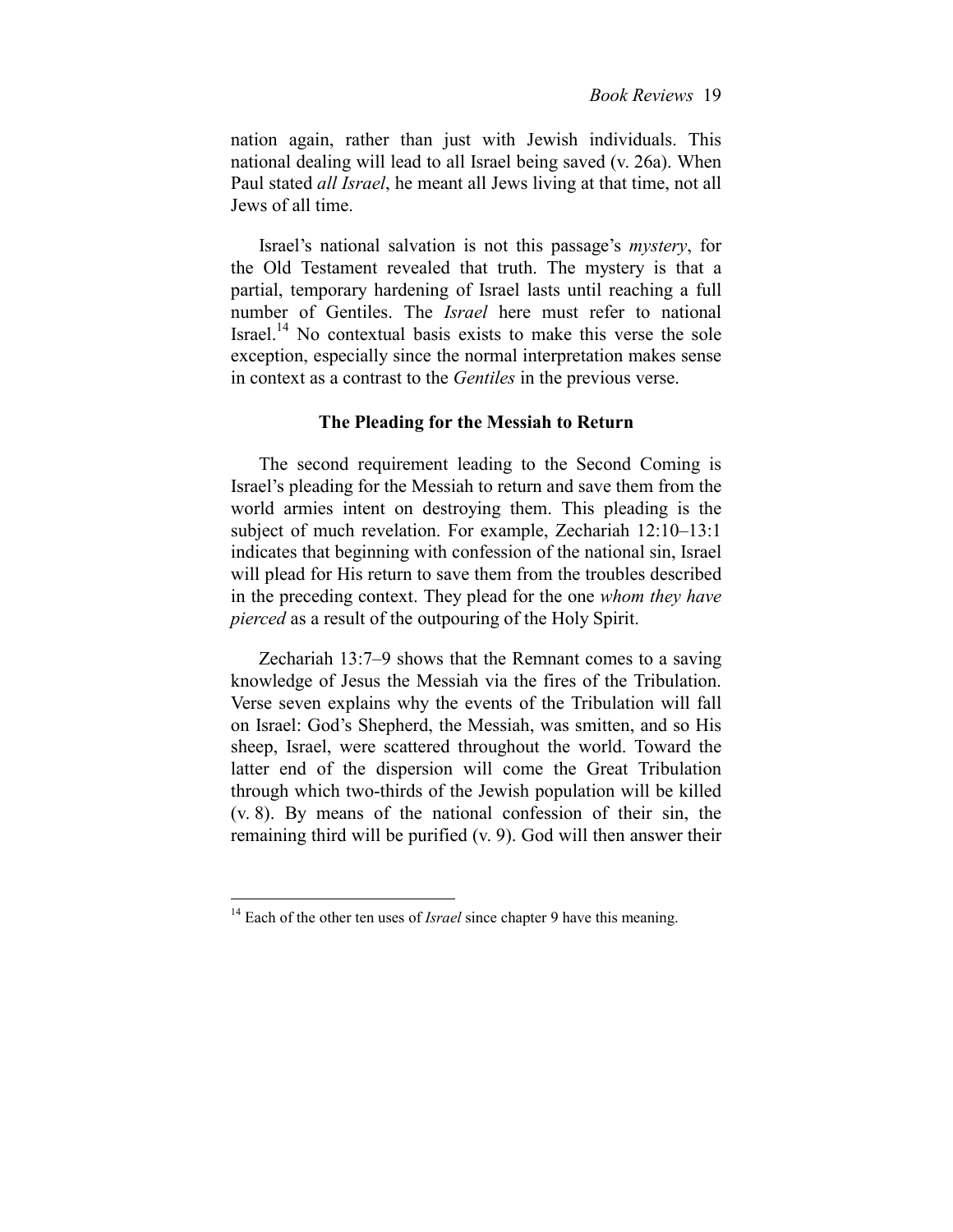nation again, rather than just with Jewish individuals. This national dealing will lead to all Israel being saved (v. 26a). When Paul stated *all Israel*, he meant all Jews living at that time, not all Jews of all time.

Israel's national salvation is not this passage's *mystery*, for the Old Testament revealed that truth. The mystery is that a partial, temporary hardening of Israel lasts until reaching a full number of Gentiles. The *Israel* here must refer to national Israel.[14] No contextual basis exists to make this verse the sole exception, especially since the normal interpretation makes sense in context as a contrast to the *Gentiles* in the previous verse.

### The Pleading for the Messiah to Return

The second requirement leading to the Second Coming is Israel's pleading for the Messiah to return and save them from the world armies intent on destroying them. This pleading is the subject of much revelation. For example, Zechariah 12:10–13:1 indicates that beginning with confession of the national sin, Israel will plead for His return to save them from the troubles described in the preceding context. They plead for the one *whom they have pierced* as a result of the outpouring of the Holy Spirit.

Zechariah 13:7–9 shows that the Remnant comes to a saving knowledge of Jesus the Messiah via the fires of the Tribulation. Verse seven explains why the events of the Tribulation will fall on Israel: God's Shepherd, the Messiah, was smitten, and so His sheep, Israel, were scattered throughout the world. Toward the latter end of the dispersion will come the Great Tribulation through which two-thirds of the Jewish population will be killed (v. 8). By means of the national confession of their sin, the remaining third will be purified (v. 9). God will then answer their

---

[14] Each of the other ten uses of *Israel* since chapter 9 have this meaning.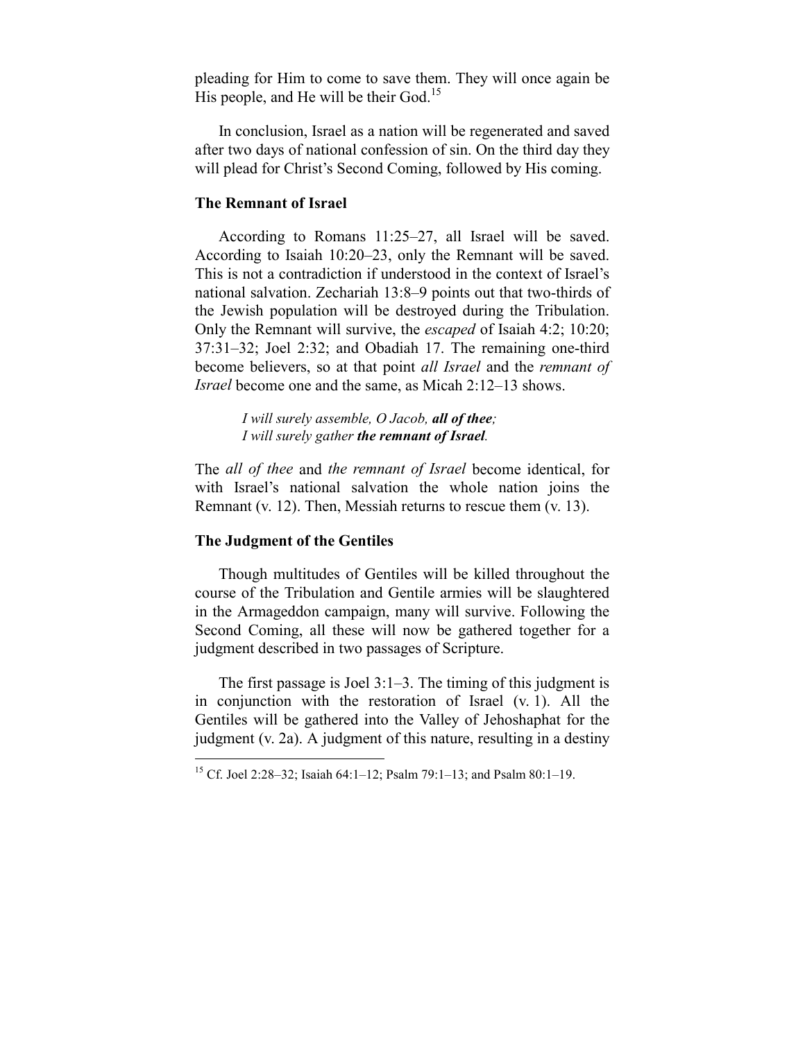pleading for Him to come to save them. They will once again be His people, and He will be their God.[15]

In conclusion, Israel as a nation will be regenerated and saved after two days of national confession of sin. On the third day they will plead for Christ's Second Coming, followed by His coming.

### The Remnant of Israel

According to Romans 11:25–27, all Israel will be saved. According to Isaiah 10:20–23, only the Remnant will be saved. This is not a contradiction if understood in the context of Israel's national salvation. Zechariah 13:8–9 points out that two-thirds of the Jewish population will be destroyed during the Tribulation. Only the Remnant will survive, the *escaped* of Isaiah 4:2; 10:20; 37:31–32; Joel 2:32; and Obadiah 17. The remaining one-third become believers, so at that point *all Israel* and the *remnant of Israel* become one and the same, as Micah 2:12–13 shows.

> *I will surely assemble, O Jacob,* ***all of thee****;*
> *I will surely gather* ***the remnant of Israel****.*

The *all of thee* and *the remnant of Israel* become identical, for with Israel's national salvation the whole nation joins the Remnant (v. 12). Then, Messiah returns to rescue them (v. 13).

### The Judgment of the Gentiles

Though multitudes of Gentiles will be killed throughout the course of the Tribulation and Gentile armies will be slaughtered in the Armageddon campaign, many will survive. Following the Second Coming, all these will now be gathered together for a judgment described in two passages of Scripture.

The first passage is Joel 3:1–3. The timing of this judgment is in conjunction with the restoration of Israel (v. 1). All the Gentiles will be gathered into the Valley of Jehoshaphat for the judgment (v. 2a). A judgment of this nature, resulting in a destiny

---

[15] Cf. Joel 2:28–32; Isaiah 64:1–12; Psalm 79:1–13; and Psalm 80:1–19.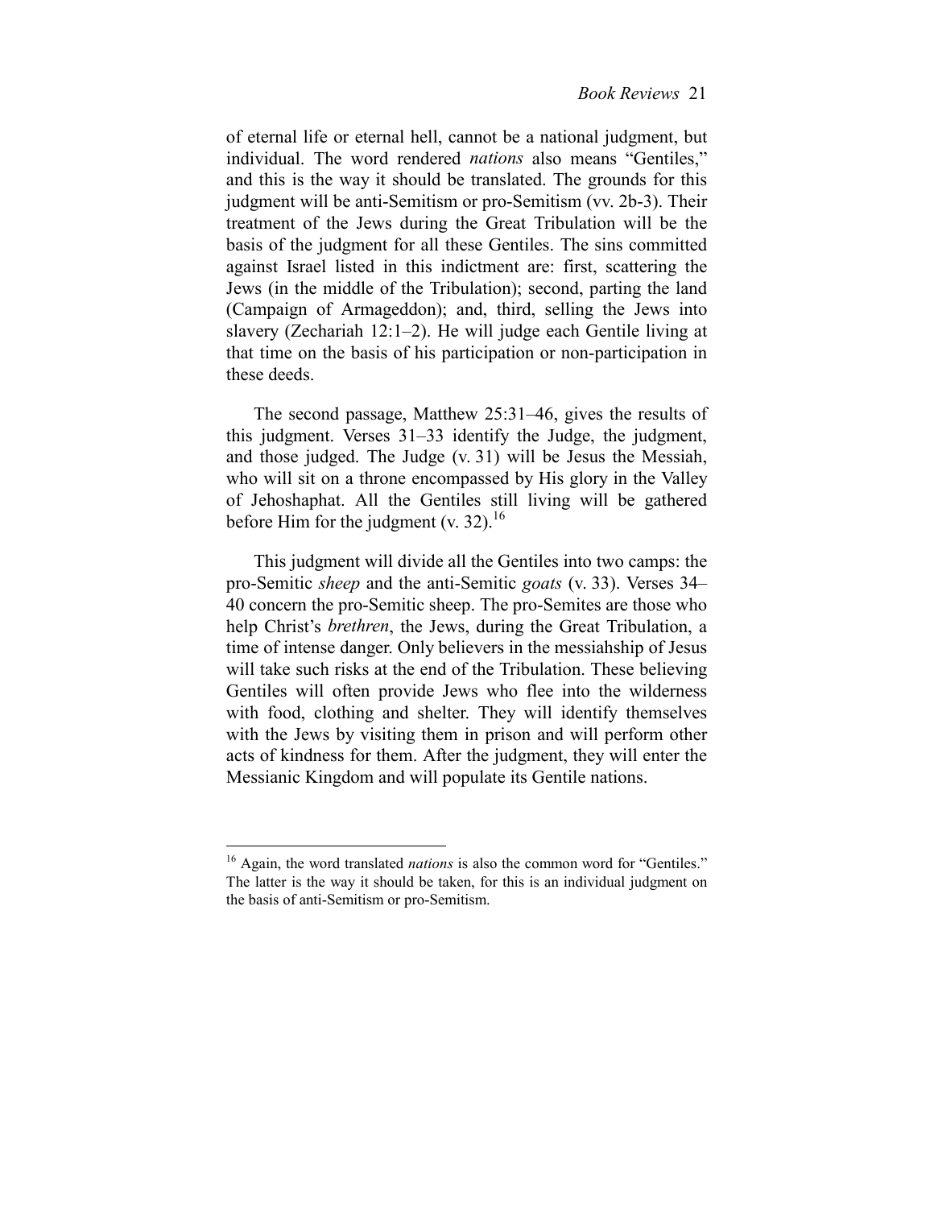of eternal life or eternal hell, cannot be a national judgment, but individual. The word rendered *nations* also means "Gentiles," and this is the way it should be translated. The grounds for this judgment will be anti-Semitism or pro-Semitism (vv. 2b-3). Their treatment of the Jews during the Great Tribulation will be the basis of the judgment for all these Gentiles. The sins committed against Israel listed in this indictment are: first, scattering the Jews (in the middle of the Tribulation); second, parting the land (Campaign of Armageddon); and, third, selling the Jews into slavery (Zechariah 12:1–2). He will judge each Gentile living at that time on the basis of his participation or non-participation in these deeds.

The second passage, Matthew 25:31–46, gives the results of this judgment. Verses 31–33 identify the Judge, the judgment, and those judged. The Judge (v. 31) will be Jesus the Messiah, who will sit on a throne encompassed by His glory in the Valley of Jehoshaphat. All the Gentiles still living will be gathered before Him for the judgment (v. 32).[16]

This judgment will divide all the Gentiles into two camps: the pro-Semitic *sheep* and the anti-Semitic *goats* (v. 33). Verses 34–40 concern the pro-Semitic sheep. The pro-Semites are those who help Christ's *brethren*, the Jews, during the Great Tribulation, a time of intense danger. Only believers in the messiahship of Jesus will take such risks at the end of the Tribulation. These believing Gentiles will often provide Jews who flee into the wilderness with food, clothing and shelter. They will identify themselves with the Jews by visiting them in prison and will perform other acts of kindness for them. After the judgment, they will enter the Messianic Kingdom and will populate its Gentile nations.

---

[16] Again, the word translated *nations* is also the common word for "Gentiles." The latter is the way it should be taken, for this is an individual judgment on the basis of anti-Semitism or pro-Semitism.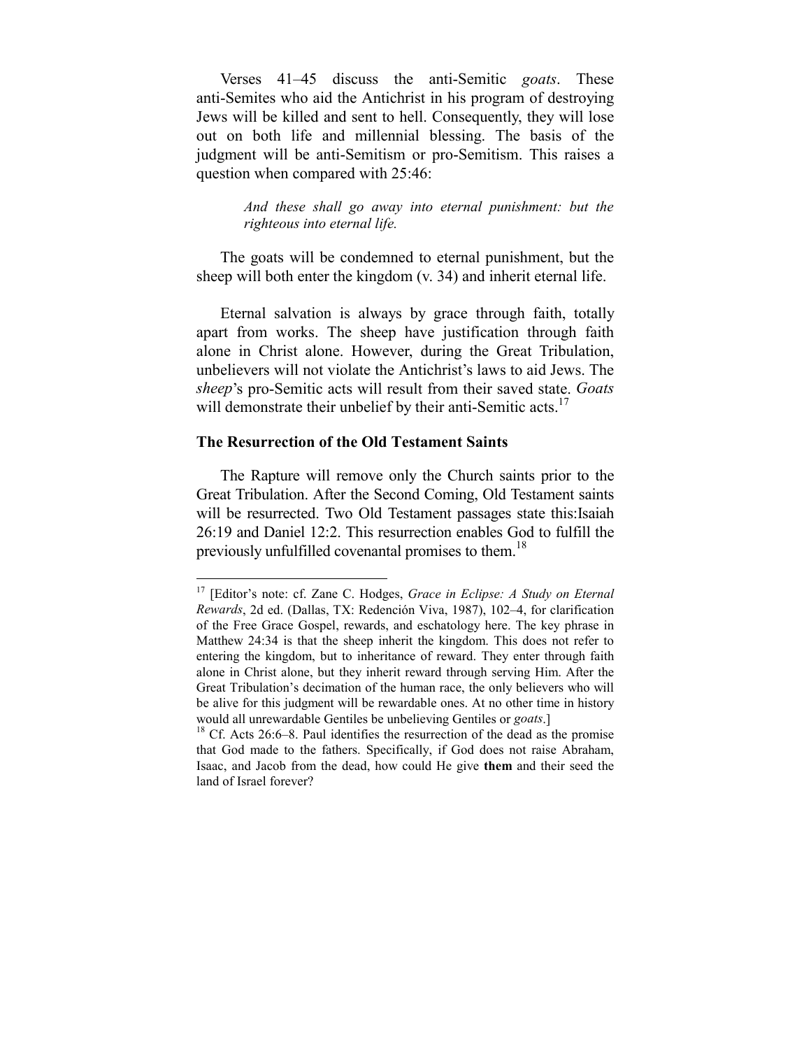Verses 41–45 discuss the anti-Semitic *goats*. These anti-Semites who aid the Antichrist in his program of destroying Jews will be killed and sent to hell. Consequently, they will lose out on both life and millennial blessing. The basis of the judgment will be anti-Semitism or pro-Semitism. This raises a question when compared with 25:46:

> *And these shall go away into eternal punishment: but the righteous into eternal life.*

The goats will be condemned to eternal punishment, but the sheep will both enter the kingdom (v. 34) and inherit eternal life.

Eternal salvation is always by grace through faith, totally apart from works. The sheep have justification through faith alone in Christ alone. However, during the Great Tribulation, unbelievers will not violate the Antichrist's laws to aid Jews. The *sheep*'s pro-Semitic acts will result from their saved state. *Goats* will demonstrate their unbelief by their anti-Semitic acts.[17]

### The Resurrection of the Old Testament Saints

The Rapture will remove only the Church saints prior to the Great Tribulation. After the Second Coming, Old Testament saints will be resurrected. Two Old Testament passages state this:Isaiah 26:19 and Daniel 12:2. This resurrection enables God to fulfill the previously unfulfilled covenantal promises to them.[18]

---

[17] [Editor's note: cf. Zane C. Hodges, *Grace in Eclipse: A Study on Eternal Rewards*, 2d ed. (Dallas, TX: Redención Viva, 1987), 102–4, for clarification of the Free Grace Gospel, rewards, and eschatology here. The key phrase in Matthew 24:34 is that the sheep inherit the kingdom. This does not refer to entering the kingdom, but to inheritance of reward. They enter through faith alone in Christ alone, but they inherit reward through serving Him. After the Great Tribulation's decimation of the human race, the only believers who will be alive for this judgment will be rewardable ones. At no other time in history would all unrewardable Gentiles be unbelieving Gentiles or *goats*.]

[18] Cf. Acts 26:6–8. Paul identifies the resurrection of the dead as the promise that God made to the fathers. Specifically, if God does not raise Abraham, Isaac, and Jacob from the dead, how could He give **them** and their seed the land of Israel forever?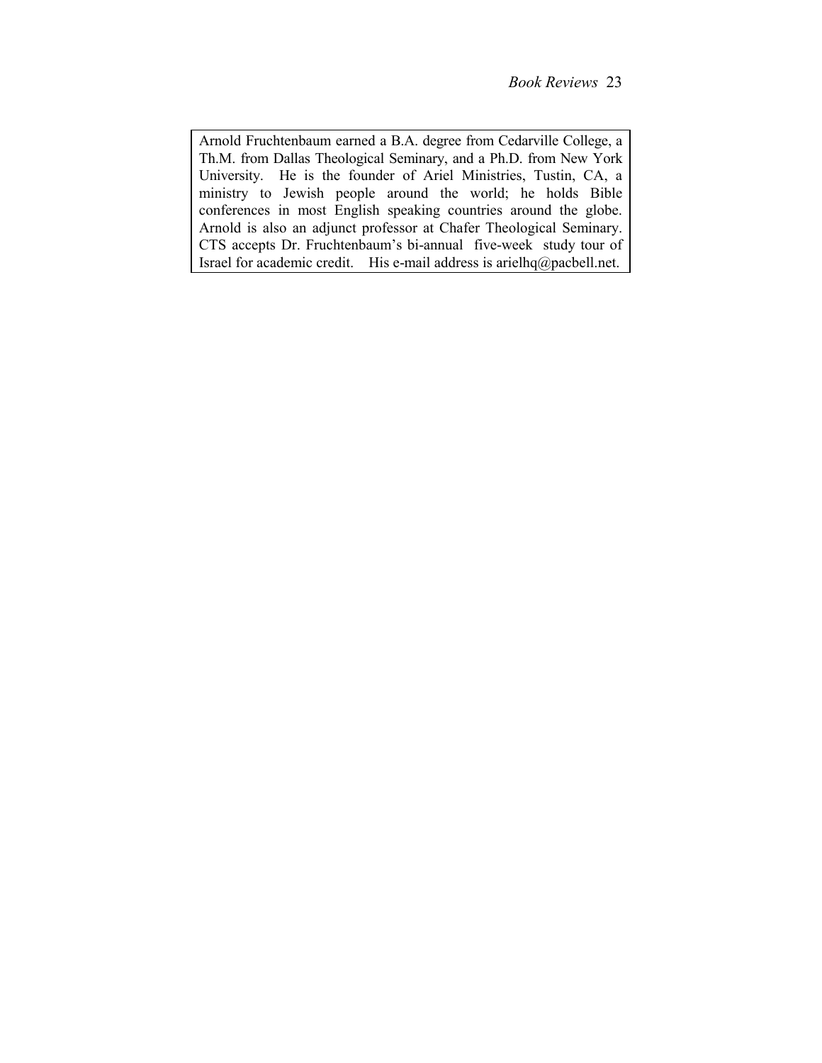Arnold Fruchtenbaum earned a B.A. degree from Cedarville College, a Th.M. from Dallas Theological Seminary, and a Ph.D. from New York University. He is the founder of Ariel Ministries, Tustin, CA, a ministry to Jewish people around the world; he holds Bible conferences in most English speaking countries around the globe. Arnold is also an adjunct professor at Chafer Theological Seminary. CTS accepts Dr. Fruchtenbaum's bi-annual five-week study tour of Israel for academic credit. His e-mail address is arielhq@pacbell.net.